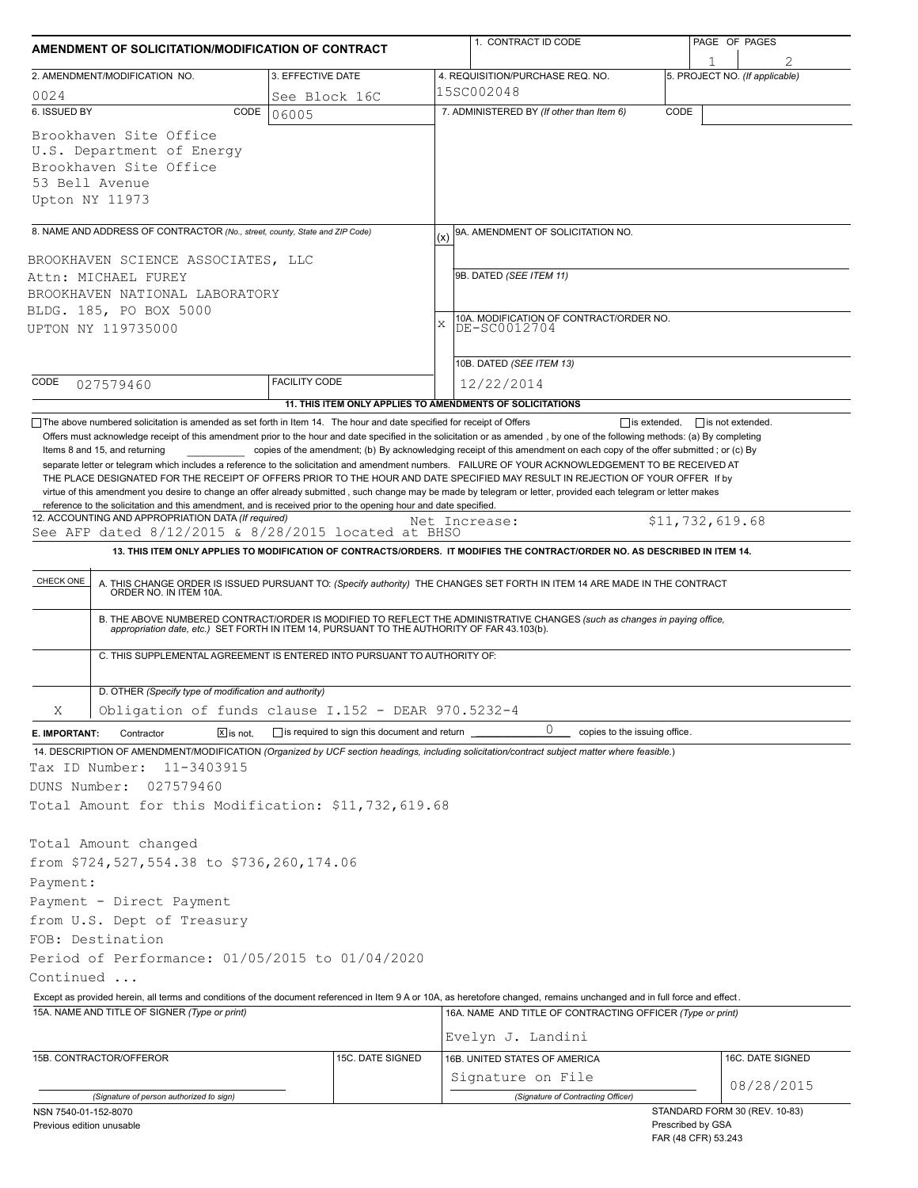# AMENDMENT OF SOLICITATION/MODIFICATION OF CONTRACT

| 1. CONTRACT ID CODE | PAGE OF PAGES |
|---|---|
| | 1 / 2 |

| 2. AMENDMENT/MODIFICATION NO. | 3. EFFECTIVE DATE | 4. REQUISITION/PURCHASE REQ. NO. | 5. PROJECT NO. (If applicable) |
|---|---|---|---|
| 0024 | See Block 16C | 15SC002048 | |

**6. ISSUED BY** CODE 06005

Brookhaven Site Office
U.S. Department of Energy
Brookhaven Site Office
53 Bell Avenue
Upton NY 11973

**7. ADMINISTERED BY** (If other than Item 6) CODE

**8. NAME AND ADDRESS OF CONTRACTOR** (No., street, county, State and ZIP Code)

BROOKHAVEN SCIENCE ASSOCIATES, LLC
Attn: MICHAEL FUREY
BROOKHAVEN NATIONAL LABORATORY
BLDG. 185, PO BOX 5000
UPTON NY 119735000

CODE 027579460 FACILITY CODE

(x) 9A. AMENDMENT OF SOLICITATION NO.

9B. DATED (SEE ITEM 11)

X 10A. MODIFICATION OF CONTRACT/ORDER NO. DE-SC0012704

10B. DATED (SEE ITEM 13) 12/22/2014

**11. THIS ITEM ONLY APPLIES TO AMENDMENTS OF SOLICITATIONS**

☐ The above numbered solicitation is amended as set forth in Item 14. The hour and date specified for receipt of Offers ☐ is extended, ☐ is not extended.

Offers must acknowledge receipt of this amendment prior to the hour and date specified in the solicitation or as amended , by one of the following methods: (a) By completing Items 8 and 15, and returning ______ copies of the amendment; (b) By acknowledging receipt of this amendment on each copy of the offer submitted ; or (c) By separate letter or telegram which includes a reference to the solicitation and amendment numbers. FAILURE OF YOUR ACKNOWLEDGEMENT TO BE RECEIVED AT THE PLACE DESIGNATED FOR THE RECEIPT OF OFFERS PRIOR TO THE HOUR AND DATE SPECIFIED MAY RESULT IN REJECTION OF YOUR OFFER If by virtue of this amendment you desire to change an offer already submitted , such change may be made by telegram or letter, provided each telegram or letter makes reference to the solicitation and this amendment, and is received prior to the opening hour and date specified.

**12. ACCOUNTING AND APPROPRIATION DATA** (If required)
See AFP dated 8/12/2015 & 8/28/2015 located at BHSO    Net Increase: $11,732,619.68

**13. THIS ITEM ONLY APPLIES TO MODIFICATION OF CONTRACTS/ORDERS. IT MODIFIES THE CONTRACT/ORDER NO. AS DESCRIBED IN ITEM 14.**

| CHECK ONE | |
|---|---|
| | A. THIS CHANGE ORDER IS ISSUED PURSUANT TO: (Specify authority) THE CHANGES SET FORTH IN ITEM 14 ARE MADE IN THE CONTRACT ORDER NO. IN ITEM 10A. |
| | B. THE ABOVE NUMBERED CONTRACT/ORDER IS MODIFIED TO REFLECT THE ADMINISTRATIVE CHANGES (such as changes in paying office, appropriation date, etc.) SET FORTH IN ITEM 14, PURSUANT TO THE AUTHORITY OF FAR 43.103(b). |
| | C. THIS SUPPLEMENTAL AGREEMENT IS ENTERED INTO PURSUANT TO AUTHORITY OF: |
| X | D. OTHER (Specify type of modification and authority) Obligation of funds clause I.152 - DEAR 970.5232-4 |

**E. IMPORTANT:** Contractor ☒ is not, ☐ is required to sign this document and return 0 copies to the issuing office.

**14. DESCRIPTION OF AMENDMENT/MODIFICATION** (Organized by UCF section headings, including solicitation/contract subject matter where feasible.)

Tax ID Number: 11-3403915
DUNS Number: 027579460
Total Amount for this Modification: $11,732,619.68

Total Amount changed
from $724,527,554.38 to $736,260,174.06
Payment:
Payment - Direct Payment
from U.S. Dept of Treasury
FOB: Destination
Period of Performance: 01/05/2015 to 01/04/2020
Continued ...

Except as provided herein, all terms and conditions of the document referenced in Item 9 A or 10A, as heretofore changed, remains unchanged and in full force and effect.

| 15A. NAME AND TITLE OF SIGNER (Type or print) | | 16A. NAME AND TITLE OF CONTRACTING OFFICER (Type or print) | |
|---|---|---|---|
| | | Evelyn J. Landini | |
| 15B. CONTRACTOR/OFFEROR | 15C. DATE SIGNED | 16B. UNITED STATES OF AMERICA | 16C. DATE SIGNED |
| (Signature of person authorized to sign) | | Signature on File (Signature of Contracting Officer) | 08/28/2015 |

NSN 7540-01-152-8070
Previous edition unusable

STANDARD FORM 30 (REV. 10-83)
Prescribed by GSA
FAR (48 CFR) 53.243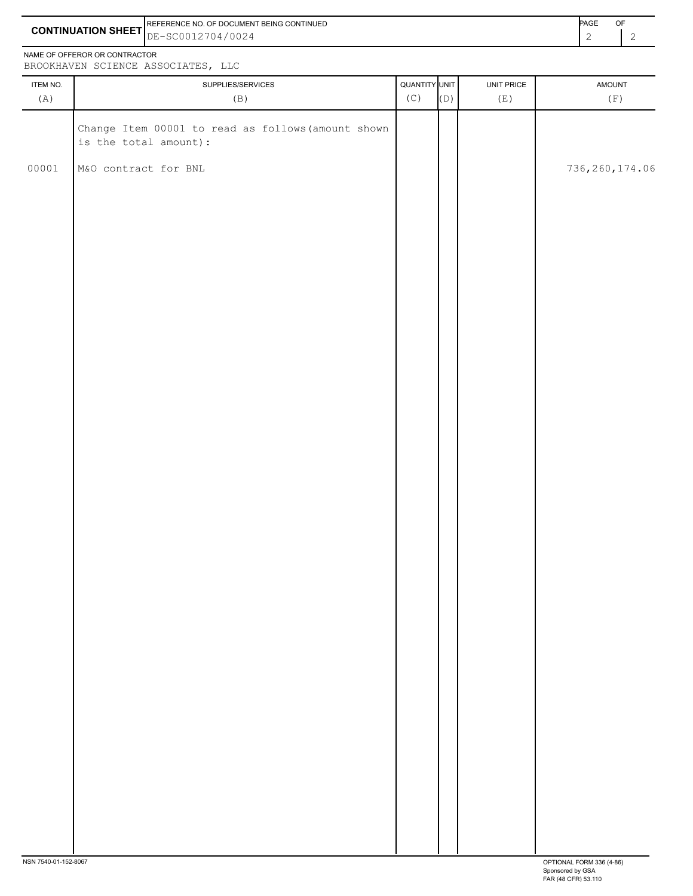**CONTINUATION SHEET**

REFERENCE NO. OF DOCUMENT BEING CONTINUED
DE-SC0012704/0024

NAME OF OFFEROR OR CONTRACTOR
BROOKHAVEN SCIENCE ASSOCIATES, LLC

| ITEM NO. (A) | SUPPLIES/SERVICES (B) | QUANTITY (C) | UNIT (D) | UNIT PRICE (E) | AMOUNT (F) |
|---|---|---|---|---|---|
| | Change Item 00001 to read as follows(amount shown is the total amount): | | | | |
| 00001 | M&O contract for BNL | | | | 736,260,174.06 |

NSN 7540-01-152-8067

OPTIONAL FORM 336 (4-86)
Sponsored by GSA
FAR (48 CFR) 53.110